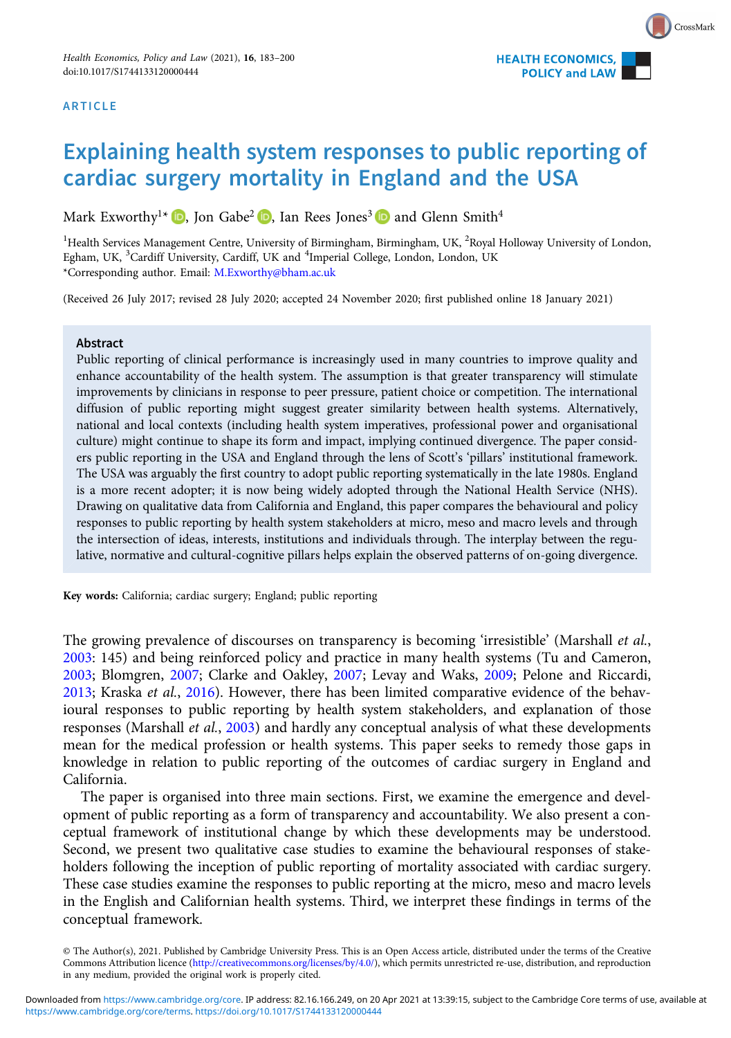ARTICLE

# Explaining health system responses to public reporting of cardiac surgery mortality in England and the USA

Mark Exworthy[1]*, Jon Gabe[2], Ian Rees Jones[3] and Glenn Smith[4]

[1]Health Services Management Centre, University of Birmingham, Birmingham, UK, [2]Royal Holloway University of London, Egham, UK, [3]Cardiff University, Cardiff, UK and [4]Imperial College, London, London, UK
*Corresponding author. Email: M.Exworthy@bham.ac.uk

(Received 26 July 2017; revised 28 July 2020; accepted 24 November 2020; first published online 18 January 2021)

## Abstract

Public reporting of clinical performance is increasingly used in many countries to improve quality and enhance accountability of the health system. The assumption is that greater transparency will stimulate improvements by clinicians in response to peer pressure, patient choice or competition. The international diffusion of public reporting might suggest greater similarity between health systems. Alternatively, national and local contexts (including health system imperatives, professional power and organisational culture) might continue to shape its form and impact, implying continued divergence. The paper considers public reporting in the USA and England through the lens of Scott's 'pillars' institutional framework. The USA was arguably the first country to adopt public reporting systematically in the late 1980s. England is a more recent adopter; it is now being widely adopted through the National Health Service (NHS). Drawing on qualitative data from California and England, this paper compares the behavioural and policy responses to public reporting by health system stakeholders at micro, meso and macro levels and through the intersection of ideas, interests, institutions and individuals through. The interplay between the regulative, normative and cultural-cognitive pillars helps explain the observed patterns of on-going divergence.

**Key words:** California; cardiac surgery; England; public reporting

The growing prevalence of discourses on transparency is becoming 'irresistible' (Marshall *et al.*, 2003: 145) and being reinforced policy and practice in many health systems (Tu and Cameron, 2003; Blomgren, 2007; Clarke and Oakley, 2007; Levay and Waks, 2009; Pelone and Riccardi, 2013; Kraska *et al.*, 2016). However, there has been limited comparative evidence of the behavioural responses to public reporting by health system stakeholders, and explanation of those responses (Marshall *et al.*, 2003) and hardly any conceptual analysis of what these developments mean for the medical profession or health systems. This paper seeks to remedy those gaps in knowledge in relation to public reporting of the outcomes of cardiac surgery in England and California.

The paper is organised into three main sections. First, we examine the emergence and development of public reporting as a form of transparency and accountability. We also present a conceptual framework of institutional change by which these developments may be understood. Second, we present two qualitative case studies to examine the behavioural responses of stakeholders following the inception of public reporting of mortality associated with cardiac surgery. These case studies examine the responses to public reporting at the micro, meso and macro levels in the English and Californian health systems. Third, we interpret these findings in terms of the conceptual framework.

© The Author(s), 2021. Published by Cambridge University Press. This is an Open Access article, distributed under the terms of the Creative Commons Attribution licence (http://creativecommons.org/licenses/by/4.0/), which permits unrestricted re-use, distribution, and reproduction in any medium, provided the original work is properly cited.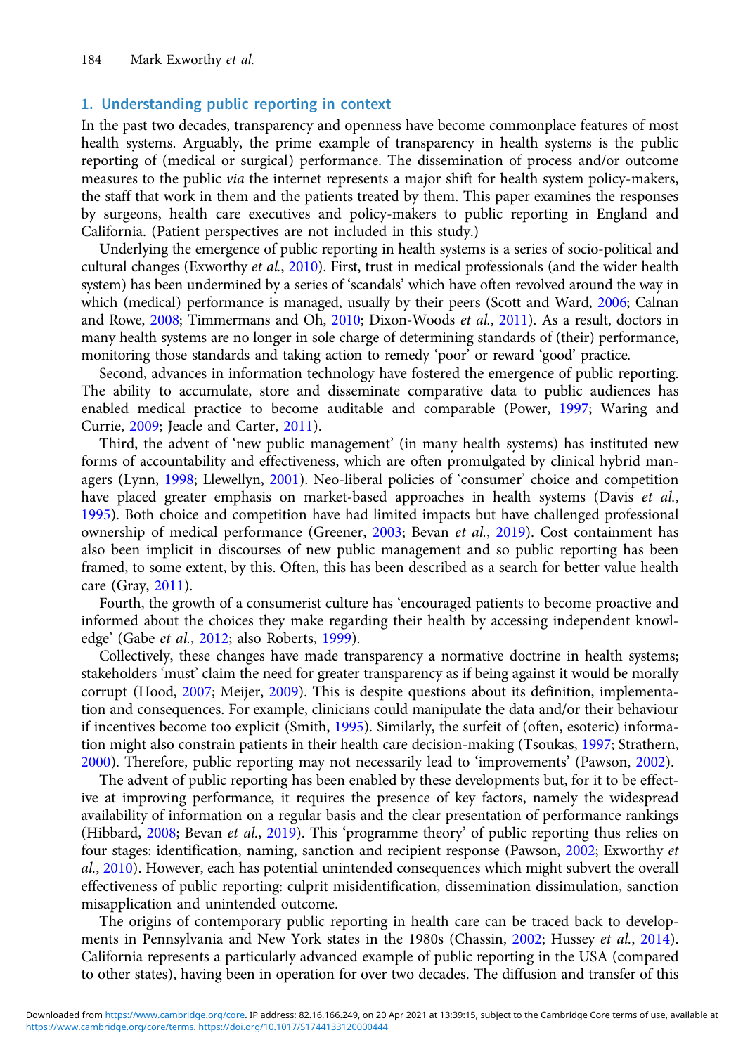## 1. Understanding public reporting in context

In the past two decades, transparency and openness have become commonplace features of most health systems. Arguably, the prime example of transparency in health systems is the public reporting of (medical or surgical) performance. The dissemination of process and/or outcome measures to the public *via* the internet represents a major shift for health system policy-makers, the staff that work in them and the patients treated by them. This paper examines the responses by surgeons, health care executives and policy-makers to public reporting in England and California. (Patient perspectives are not included in this study.)

Underlying the emergence of public reporting in health systems is a series of socio-political and cultural changes (Exworthy *et al.*, 2010). First, trust in medical professionals (and the wider health system) has been undermined by a series of 'scandals' which have often revolved around the way in which (medical) performance is managed, usually by their peers (Scott and Ward, 2006; Calnan and Rowe, 2008; Timmermans and Oh, 2010; Dixon-Woods *et al.*, 2011). As a result, doctors in many health systems are no longer in sole charge of determining standards of (their) performance, monitoring those standards and taking action to remedy 'poor' or reward 'good' practice.

Second, advances in information technology have fostered the emergence of public reporting. The ability to accumulate, store and disseminate comparative data to public audiences has enabled medical practice to become auditable and comparable (Power, 1997; Waring and Currie, 2009; Jeacle and Carter, 2011).

Third, the advent of 'new public management' (in many health systems) has instituted new forms of accountability and effectiveness, which are often promulgated by clinical hybrid managers (Lynn, 1998; Llewellyn, 2001). Neo-liberal policies of 'consumer' choice and competition have placed greater emphasis on market-based approaches in health systems (Davis *et al.*, 1995). Both choice and competition have had limited impacts but have challenged professional ownership of medical performance (Greener, 2003; Bevan *et al.*, 2019). Cost containment has also been implicit in discourses of new public management and so public reporting has been framed, to some extent, by this. Often, this has been described as a search for better value health care (Gray, 2011).

Fourth, the growth of a consumerist culture has 'encouraged patients to become proactive and informed about the choices they make regarding their health by accessing independent knowledge' (Gabe *et al.*, 2012; also Roberts, 1999).

Collectively, these changes have made transparency a normative doctrine in health systems; stakeholders 'must' claim the need for greater transparency as if being against it would be morally corrupt (Hood, 2007; Meijer, 2009). This is despite questions about its definition, implementation and consequences. For example, clinicians could manipulate the data and/or their behaviour if incentives become too explicit (Smith, 1995). Similarly, the surfeit of (often, esoteric) information might also constrain patients in their health care decision-making (Tsoukas, 1997; Strathern, 2000). Therefore, public reporting may not necessarily lead to 'improvements' (Pawson, 2002).

The advent of public reporting has been enabled by these developments but, for it to be effective at improving performance, it requires the presence of key factors, namely the widespread availability of information on a regular basis and the clear presentation of performance rankings (Hibbard, 2008; Bevan *et al.*, 2019). This 'programme theory' of public reporting thus relies on four stages: identification, naming, sanction and recipient response (Pawson, 2002; Exworthy *et al.*, 2010). However, each has potential unintended consequences which might subvert the overall effectiveness of public reporting: culprit misidentification, dissemination dissimulation, sanction misapplication and unintended outcome.

The origins of contemporary public reporting in health care can be traced back to developments in Pennsylvania and New York states in the 1980s (Chassin, 2002; Hussey *et al.*, 2014). California represents a particularly advanced example of public reporting in the USA (compared to other states), having been in operation for over two decades. The diffusion and transfer of this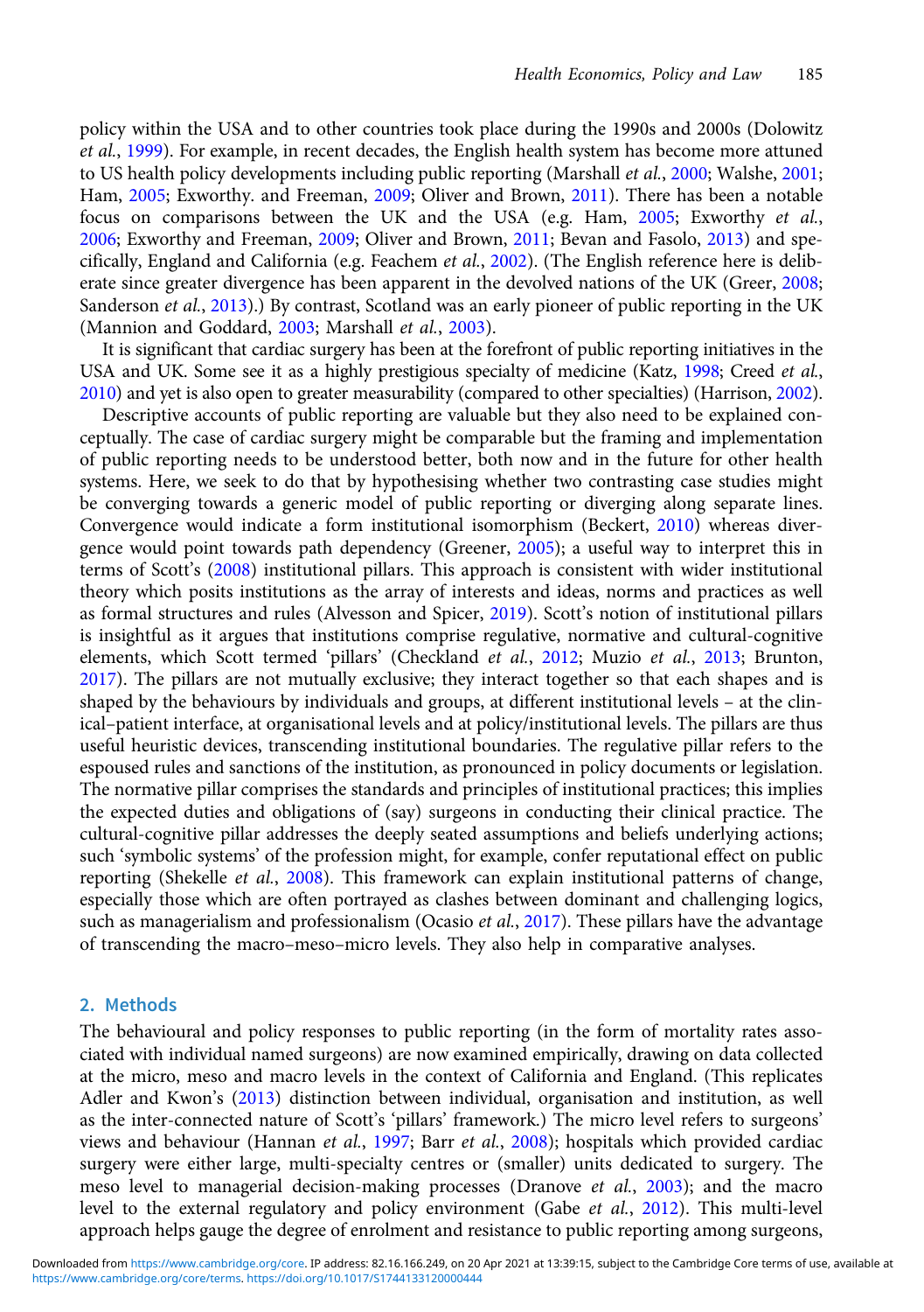policy within the USA and to other countries took place during the 1990s and 2000s (Dolowitz *et al.*, 1999). For example, in recent decades, the English health system has become more attuned to US health policy developments including public reporting (Marshall *et al.*, 2000; Walshe, 2001; Ham, 2005; Exworthy. and Freeman, 2009; Oliver and Brown, 2011). There has been a notable focus on comparisons between the UK and the USA (e.g. Ham, 2005; Exworthy *et al.*, 2006; Exworthy and Freeman, 2009; Oliver and Brown, 2011; Bevan and Fasolo, 2013) and specifically, England and California (e.g. Feachem *et al.*, 2002). (The English reference here is deliberate since greater divergence has been apparent in the devolved nations of the UK (Greer, 2008; Sanderson *et al.*, 2013).) By contrast, Scotland was an early pioneer of public reporting in the UK (Mannion and Goddard, 2003; Marshall *et al.*, 2003).

It is significant that cardiac surgery has been at the forefront of public reporting initiatives in the USA and UK. Some see it as a highly prestigious specialty of medicine (Katz, 1998; Creed *et al.*, 2010) and yet is also open to greater measurability (compared to other specialties) (Harrison, 2002).

Descriptive accounts of public reporting are valuable but they also need to be explained conceptually. The case of cardiac surgery might be comparable but the framing and implementation of public reporting needs to be understood better, both now and in the future for other health systems. Here, we seek to do that by hypothesising whether two contrasting case studies might be converging towards a generic model of public reporting or diverging along separate lines. Convergence would indicate a form institutional isomorphism (Beckert, 2010) whereas divergence would point towards path dependency (Greener, 2005); a useful way to interpret this in terms of Scott's (2008) institutional pillars. This approach is consistent with wider institutional theory which posits institutions as the array of interests and ideas, norms and practices as well as formal structures and rules (Alvesson and Spicer, 2019). Scott's notion of institutional pillars is insightful as it argues that institutions comprise regulative, normative and cultural-cognitive elements, which Scott termed 'pillars' (Checkland *et al.*, 2012; Muzio *et al.*, 2013; Brunton, 2017). The pillars are not mutually exclusive; they interact together so that each shapes and is shaped by the behaviours by individuals and groups, at different institutional levels – at the clinical–patient interface, at organisational levels and at policy/institutional levels. The pillars are thus useful heuristic devices, transcending institutional boundaries. The regulative pillar refers to the espoused rules and sanctions of the institution, as pronounced in policy documents or legislation. The normative pillar comprises the standards and principles of institutional practices; this implies the expected duties and obligations of (say) surgeons in conducting their clinical practice. The cultural-cognitive pillar addresses the deeply seated assumptions and beliefs underlying actions; such 'symbolic systems' of the profession might, for example, confer reputational effect on public reporting (Shekelle *et al.*, 2008). This framework can explain institutional patterns of change, especially those which are often portrayed as clashes between dominant and challenging logics, such as managerialism and professionalism (Ocasio *et al.*, 2017). These pillars have the advantage of transcending the macro–meso–micro levels. They also help in comparative analyses.

## 2. Methods

The behavioural and policy responses to public reporting (in the form of mortality rates associated with individual named surgeons) are now examined empirically, drawing on data collected at the micro, meso and macro levels in the context of California and England. (This replicates Adler and Kwon's (2013) distinction between individual, organisation and institution, as well as the inter-connected nature of Scott's 'pillars' framework.) The micro level refers to surgeons' views and behaviour (Hannan *et al.*, 1997; Barr *et al.*, 2008); hospitals which provided cardiac surgery were either large, multi-specialty centres or (smaller) units dedicated to surgery. The meso level to managerial decision-making processes (Dranove *et al.*, 2003); and the macro level to the external regulatory and policy environment (Gabe *et al.*, 2012). This multi-level approach helps gauge the degree of enrolment and resistance to public reporting among surgeons,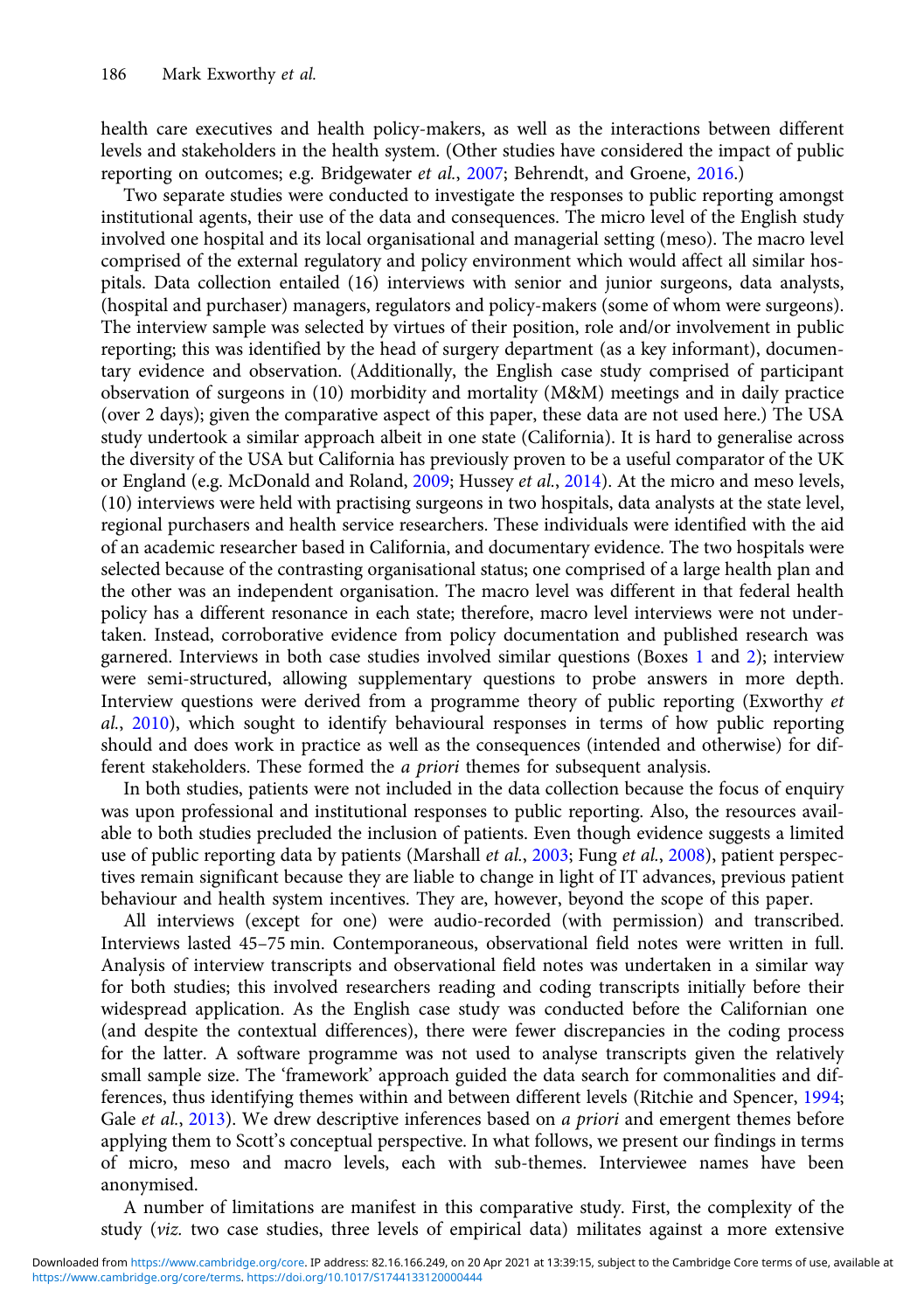health care executives and health policy-makers, as well as the interactions between different levels and stakeholders in the health system. (Other studies have considered the impact of public reporting on outcomes; e.g. Bridgewater *et al.*, 2007; Behrendt, and Groene, 2016.)

Two separate studies were conducted to investigate the responses to public reporting amongst institutional agents, their use of the data and consequences. The micro level of the English study involved one hospital and its local organisational and managerial setting (meso). The macro level comprised of the external regulatory and policy environment which would affect all similar hospitals. Data collection entailed (16) interviews with senior and junior surgeons, data analysts, (hospital and purchaser) managers, regulators and policy-makers (some of whom were surgeons). The interview sample was selected by virtues of their position, role and/or involvement in public reporting; this was identified by the head of surgery department (as a key informant), documentary evidence and observation. (Additionally, the English case study comprised of participant observation of surgeons in (10) morbidity and mortality (M&M) meetings and in daily practice (over 2 days); given the comparative aspect of this paper, these data are not used here.) The USA study undertook a similar approach albeit in one state (California). It is hard to generalise across the diversity of the USA but California has previously proven to be a useful comparator of the UK or England (e.g. McDonald and Roland, 2009; Hussey *et al.*, 2014). At the micro and meso levels, (10) interviews were held with practising surgeons in two hospitals, data analysts at the state level, regional purchasers and health service researchers. These individuals were identified with the aid of an academic researcher based in California, and documentary evidence. The two hospitals were selected because of the contrasting organisational status; one comprised of a large health plan and the other was an independent organisation. The macro level was different in that federal health policy has a different resonance in each state; therefore, macro level interviews were not undertaken. Instead, corroborative evidence from policy documentation and published research was garnered. Interviews in both case studies involved similar questions (Boxes 1 and 2); interview were semi-structured, allowing supplementary questions to probe answers in more depth. Interview questions were derived from a programme theory of public reporting (Exworthy *et al.*, 2010), which sought to identify behavioural responses in terms of how public reporting should and does work in practice as well as the consequences (intended and otherwise) for different stakeholders. These formed the *a priori* themes for subsequent analysis.

In both studies, patients were not included in the data collection because the focus of enquiry was upon professional and institutional responses to public reporting. Also, the resources available to both studies precluded the inclusion of patients. Even though evidence suggests a limited use of public reporting data by patients (Marshall *et al.*, 2003; Fung *et al.*, 2008), patient perspectives remain significant because they are liable to change in light of IT advances, previous patient behaviour and health system incentives. They are, however, beyond the scope of this paper.

All interviews (except for one) were audio-recorded (with permission) and transcribed. Interviews lasted 45–75 min. Contemporaneous, observational field notes were written in full. Analysis of interview transcripts and observational field notes was undertaken in a similar way for both studies; this involved researchers reading and coding transcripts initially before their widespread application. As the English case study was conducted before the Californian one (and despite the contextual differences), there were fewer discrepancies in the coding process for the latter. A software programme was not used to analyse transcripts given the relatively small sample size. The 'framework' approach guided the data search for commonalities and differences, thus identifying themes within and between different levels (Ritchie and Spencer, 1994; Gale *et al.*, 2013). We drew descriptive inferences based on *a priori* and emergent themes before applying them to Scott's conceptual perspective. In what follows, we present our findings in terms of micro, meso and macro levels, each with sub-themes. Interviewee names have been anonymised.

A number of limitations are manifest in this comparative study. First, the complexity of the study (*viz.* two case studies, three levels of empirical data) militates against a more extensive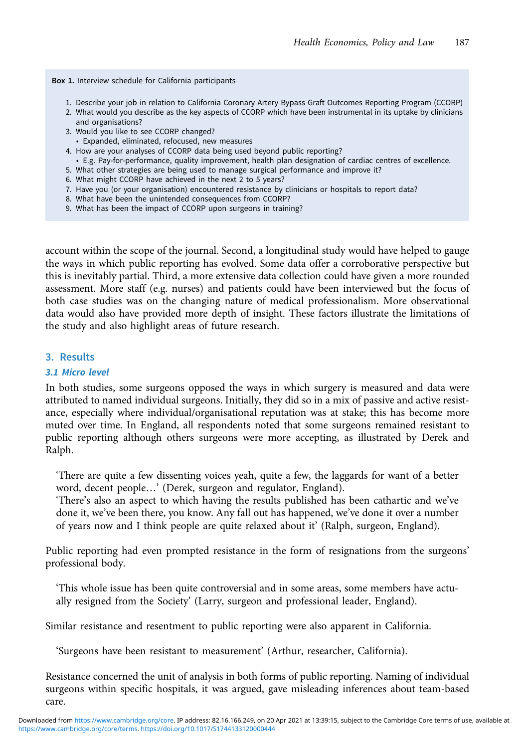**Box 1.** Interview schedule for California participants

1. Describe your job in relation to California Coronary Artery Bypass Graft Outcomes Reporting Program (CCORP)
2. What would you describe as the key aspects of CCORP which have been instrumental in its uptake by clinicians and organisations?
3. Would you like to see CCORP changed?
   - Expanded, eliminated, refocused, new measures
4. How are your analyses of CCORP data being used beyond public reporting?
   - E.g. Pay-for-performance, quality improvement, health plan designation of cardiac centres of excellence.
5. What other strategies are being used to manage surgical performance and improve it?
6. What might CCORP have achieved in the next 2 to 5 years?
7. Have you (or your organisation) encountered resistance by clinicians or hospitals to report data?
8. What have been the unintended consequences from CCORP?
9. What has been the impact of CCORP upon surgeons in training?

account within the scope of the journal. Second, a longitudinal study would have helped to gauge the ways in which public reporting has evolved. Some data offer a corroborative perspective but this is inevitably partial. Third, a more extensive data collection could have given a more rounded assessment. More staff (e.g. nurses) and patients could have been interviewed but the focus of both case studies was on the changing nature of medical professionalism. More observational data would also have provided more depth of insight. These factors illustrate the limitations of the study and also highlight areas of future research.

## 3. Results

### *3.1 Micro level*

In both studies, some surgeons opposed the ways in which surgery is measured and data were attributed to named individual surgeons. Initially, they did so in a mix of passive and active resistance, especially where individual/organisational reputation was at stake; this has become more muted over time. In England, all respondents noted that some surgeons remained resistant to public reporting although others surgeons were more accepting, as illustrated by Derek and Ralph.

> 'There are quite a few dissenting voices yeah, quite a few, the laggards for want of a better word, decent people…' (Derek, surgeon and regulator, England).
> 'There's also an aspect to which having the results published has been cathartic and we've done it, we've been there, you know. Any fall out has happened, we've done it over a number of years now and I think people are quite relaxed about it' (Ralph, surgeon, England).

Public reporting had even prompted resistance in the form of resignations from the surgeons' professional body.

> 'This whole issue has been quite controversial and in some areas, some members have actually resigned from the Society' (Larry, surgeon and professional leader, England).

Similar resistance and resentment to public reporting were also apparent in California.

> 'Surgeons have been resistant to measurement' (Arthur, researcher, California).

Resistance concerned the unit of analysis in both forms of public reporting. Naming of individual surgeons within specific hospitals, it was argued, gave misleading inferences about team-based care.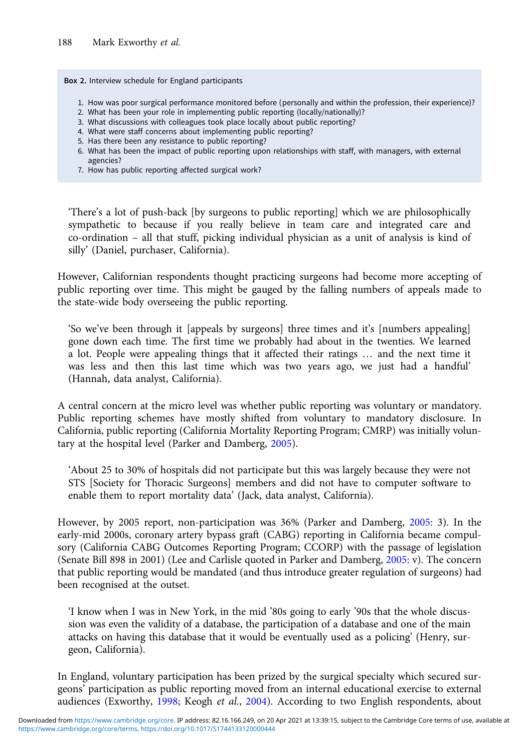**Box 2.** Interview schedule for England participants

1. How was poor surgical performance monitored before (personally and within the profession, their experience)?
2. What has been your role in implementing public reporting (locally/nationally)?
3. What discussions with colleagues took place locally about public reporting?
4. What were staff concerns about implementing public reporting?
5. Has there been any resistance to public reporting?
6. What has been the impact of public reporting upon relationships with staff, with managers, with external agencies?
7. How has public reporting affected surgical work?

> 'There's a lot of push-back [by surgeons to public reporting] which we are philosophically sympathetic to because if you really believe in team care and integrated care and co-ordination – all that stuff, picking individual physician as a unit of analysis is kind of silly' (Daniel, purchaser, California).

However, Californian respondents thought practicing surgeons had become more accepting of public reporting over time. This might be gauged by the falling numbers of appeals made to the state-wide body overseeing the public reporting.

> 'So we've been through it [appeals by surgeons] three times and it's [numbers appealing] gone down each time. The first time we probably had about in the twenties. We learned a lot. People were appealing things that it affected their ratings … and the next time it was less and then this last time which was two years ago, we just had a handful' (Hannah, data analyst, California).

A central concern at the micro level was whether public reporting was voluntary or mandatory. Public reporting schemes have mostly shifted from voluntary to mandatory disclosure. In California, public reporting (California Mortality Reporting Program; CMRP) was initially voluntary at the hospital level (Parker and Damberg, 2005).

> 'About 25 to 30% of hospitals did not participate but this was largely because they were not STS [Society for Thoracic Surgeons] members and did not have to computer software to enable them to report mortality data' (Jack, data analyst, California).

However, by 2005 report, non-participation was 36% (Parker and Damberg, 2005: 3). In the early-mid 2000s, coronary artery bypass graft (CABG) reporting in California became compulsory (California CABG Outcomes Reporting Program; CCORP) with the passage of legislation (Senate Bill 898 in 2001) (Lee and Carlisle quoted in Parker and Damberg, 2005: v). The concern that public reporting would be mandated (and thus introduce greater regulation of surgeons) had been recognised at the outset.

> 'I know when I was in New York, in the mid '80s going to early '90s that the whole discussion was even the validity of a database, the participation of a database and one of the main attacks on having this database that it would be eventually used as a policing' (Henry, surgeon, California).

In England, voluntary participation has been prized by the surgical specialty which secured surgeons' participation as public reporting moved from an internal educational exercise to external audiences (Exworthy, 1998; Keogh *et al.*, 2004). According to two English respondents, about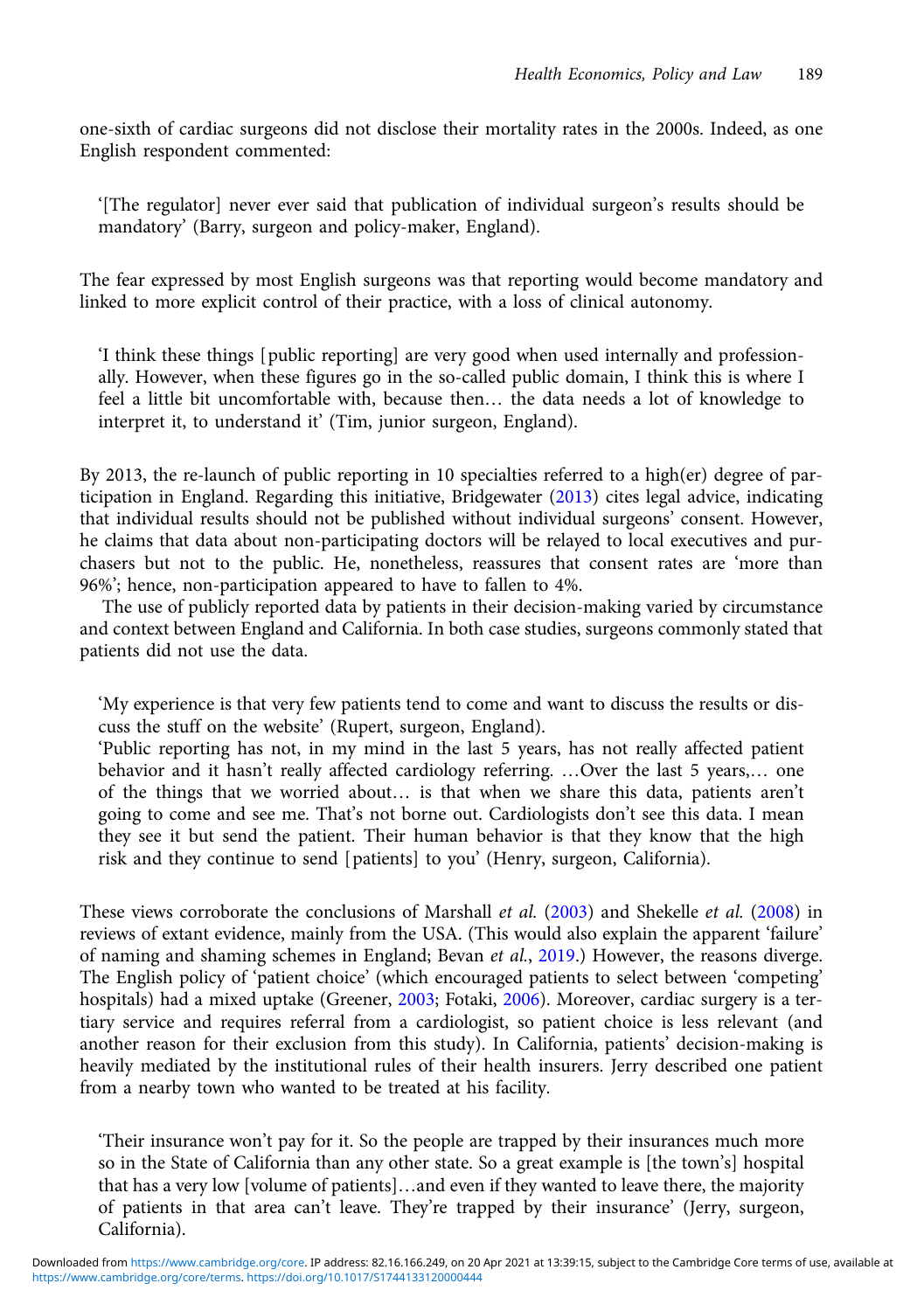one-sixth of cardiac surgeons did not disclose their mortality rates in the 2000s. Indeed, as one English respondent commented:

> '[The regulator] never ever said that publication of individual surgeon's results should be mandatory' (Barry, surgeon and policy-maker, England).

The fear expressed by most English surgeons was that reporting would become mandatory and linked to more explicit control of their practice, with a loss of clinical autonomy.

> 'I think these things [public reporting] are very good when used internally and professionally. However, when these figures go in the so-called public domain, I think this is where I feel a little bit uncomfortable with, because then… the data needs a lot of knowledge to interpret it, to understand it' (Tim, junior surgeon, England).

By 2013, the re-launch of public reporting in 10 specialties referred to a high(er) degree of participation in England. Regarding this initiative, Bridgewater (2013) cites legal advice, indicating that individual results should not be published without individual surgeons' consent. However, he claims that data about non-participating doctors will be relayed to local executives and purchasers but not to the public. He, nonetheless, reassures that consent rates are 'more than 96%'; hence, non-participation appeared to have to fallen to 4%.

The use of publicly reported data by patients in their decision-making varied by circumstance and context between England and California. In both case studies, surgeons commonly stated that patients did not use the data.

> 'My experience is that very few patients tend to come and want to discuss the results or discuss the stuff on the website' (Rupert, surgeon, England).
>
> 'Public reporting has not, in my mind in the last 5 years, has not really affected patient behavior and it hasn't really affected cardiology referring. …Over the last 5 years,… one of the things that we worried about… is that when we share this data, patients aren't going to come and see me. That's not borne out. Cardiologists don't see this data. I mean they see it but send the patient. Their human behavior is that they know that the high risk and they continue to send [patients] to you' (Henry, surgeon, California).

These views corroborate the conclusions of Marshall *et al.* (2003) and Shekelle *et al.* (2008) in reviews of extant evidence, mainly from the USA. (This would also explain the apparent 'failure' of naming and shaming schemes in England; Bevan *et al.*, 2019.) However, the reasons diverge. The English policy of 'patient choice' (which encouraged patients to select between 'competing' hospitals) had a mixed uptake (Greener, 2003; Fotaki, 2006). Moreover, cardiac surgery is a tertiary service and requires referral from a cardiologist, so patient choice is less relevant (and another reason for their exclusion from this study). In California, patients' decision-making is heavily mediated by the institutional rules of their health insurers. Jerry described one patient from a nearby town who wanted to be treated at his facility.

> 'Their insurance won't pay for it. So the people are trapped by their insurances much more so in the State of California than any other state. So a great example is [the town's] hospital that has a very low [volume of patients]…and even if they wanted to leave there, the majority of patients in that area can't leave. They're trapped by their insurance' (Jerry, surgeon, California).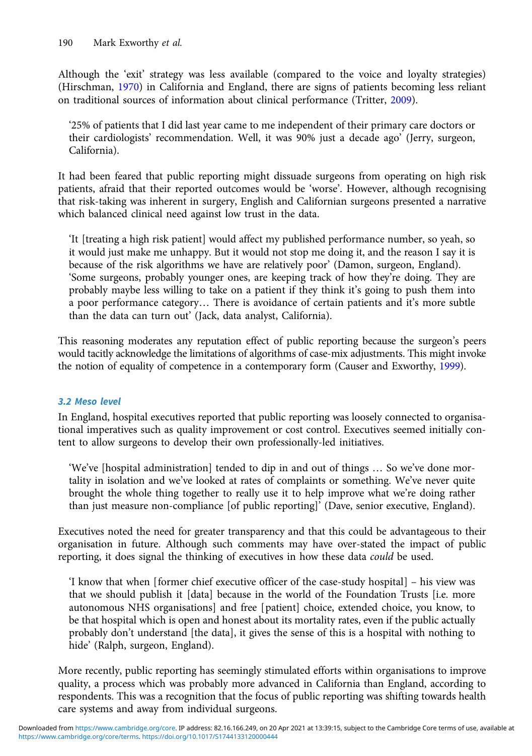Although the 'exit' strategy was less available (compared to the voice and loyalty strategies) (Hirschman, 1970) in California and England, there are signs of patients becoming less reliant on traditional sources of information about clinical performance (Tritter, 2009).

> '25% of patients that I did last year came to me independent of their primary care doctors or their cardiologists' recommendation. Well, it was 90% just a decade ago' (Jerry, surgeon, California).

It had been feared that public reporting might dissuade surgeons from operating on high risk patients, afraid that their reported outcomes would be 'worse'. However, although recognising that risk-taking was inherent in surgery, English and Californian surgeons presented a narrative which balanced clinical need against low trust in the data.

> 'It [treating a high risk patient] would affect my published performance number, so yeah, so it would just make me unhappy. But it would not stop me doing it, and the reason I say it is because of the risk algorithms we have are relatively poor' (Damon, surgeon, England).
> 'Some surgeons, probably younger ones, are keeping track of how they're doing. They are probably maybe less willing to take on a patient if they think it's going to push them into a poor performance category… There is avoidance of certain patients and it's more subtle than the data can turn out' (Jack, data analyst, California).

This reasoning moderates any reputation effect of public reporting because the surgeon's peers would tacitly acknowledge the limitations of algorithms of case-mix adjustments. This might invoke the notion of equality of competence in a contemporary form (Causer and Exworthy, 1999).

### 3.2 Meso level

In England, hospital executives reported that public reporting was loosely connected to organisational imperatives such as quality improvement or cost control. Executives seemed initially content to allow surgeons to develop their own professionally-led initiatives.

> 'We've [hospital administration] tended to dip in and out of things … So we've done mortality in isolation and we've looked at rates of complaints or something. We've never quite brought the whole thing together to really use it to help improve what we're doing rather than just measure non-compliance [of public reporting]' (Dave, senior executive, England).

Executives noted the need for greater transparency and that this could be advantageous to their organisation in future. Although such comments may have over-stated the impact of public reporting, it does signal the thinking of executives in how these data *could* be used.

> 'I know that when [former chief executive officer of the case-study hospital] – his view was that we should publish it [data] because in the world of the Foundation Trusts [i.e. more autonomous NHS organisations] and free [patient] choice, extended choice, you know, to be that hospital which is open and honest about its mortality rates, even if the public actually probably don't understand [the data], it gives the sense of this is a hospital with nothing to hide' (Ralph, surgeon, England).

More recently, public reporting has seemingly stimulated efforts within organisations to improve quality, a process which was probably more advanced in California than England, according to respondents. This was a recognition that the focus of public reporting was shifting towards health care systems and away from individual surgeons.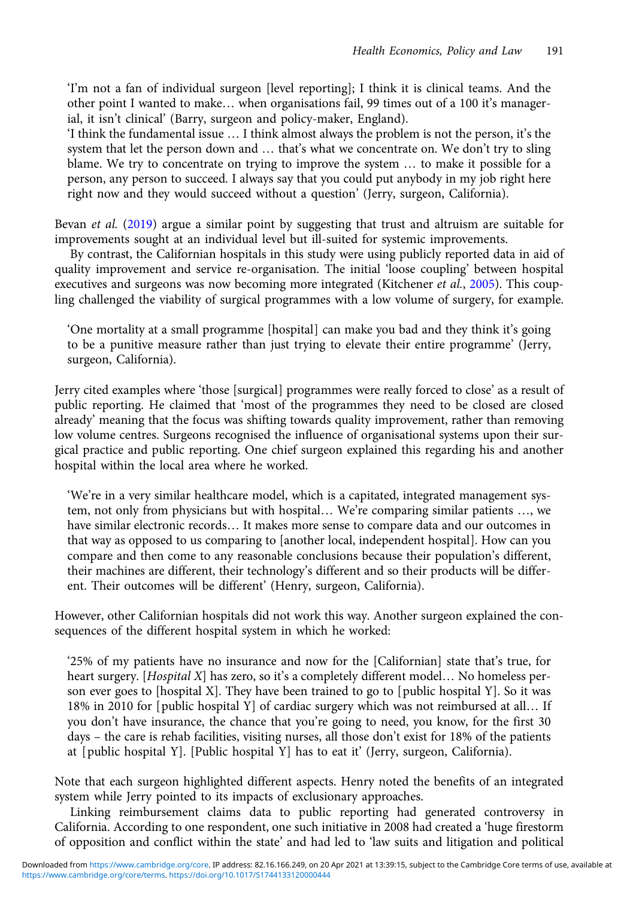'I'm not a fan of individual surgeon [level reporting]; I think it is clinical teams. And the other point I wanted to make… when organisations fail, 99 times out of a 100 it's managerial, it isn't clinical' (Barry, surgeon and policy-maker, England).

'I think the fundamental issue … I think almost always the problem is not the person, it's the system that let the person down and … that's what we concentrate on. We don't try to sling blame. We try to concentrate on trying to improve the system … to make it possible for a person, any person to succeed. I always say that you could put anybody in my job right here right now and they would succeed without a question' (Jerry, surgeon, California).

Bevan *et al.* (2019) argue a similar point by suggesting that trust and altruism are suitable for improvements sought at an individual level but ill-suited for systemic improvements.

By contrast, the Californian hospitals in this study were using publicly reported data in aid of quality improvement and service re-organisation. The initial 'loose coupling' between hospital executives and surgeons was now becoming more integrated (Kitchener *et al.*, 2005). This coupling challenged the viability of surgical programmes with a low volume of surgery, for example.

'One mortality at a small programme [hospital] can make you bad and they think it's going to be a punitive measure rather than just trying to elevate their entire programme' (Jerry, surgeon, California).

Jerry cited examples where 'those [surgical] programmes were really forced to close' as a result of public reporting. He claimed that 'most of the programmes they need to be closed are closed already' meaning that the focus was shifting towards quality improvement, rather than removing low volume centres. Surgeons recognised the influence of organisational systems upon their surgical practice and public reporting. One chief surgeon explained this regarding his and another hospital within the local area where he worked.

'We're in a very similar healthcare model, which is a capitated, integrated management system, not only from physicians but with hospital… We're comparing similar patients …, we have similar electronic records… It makes more sense to compare data and our outcomes in that way as opposed to us comparing to [another local, independent hospital]. How can you compare and then come to any reasonable conclusions because their population's different, their machines are different, their technology's different and so their products will be different. Their outcomes will be different' (Henry, surgeon, California).

However, other Californian hospitals did not work this way. Another surgeon explained the consequences of the different hospital system in which he worked:

'25% of my patients have no insurance and now for the [Californian] state that's true, for heart surgery. [*Hospital X*] has zero, so it's a completely different model… No homeless person ever goes to [hospital X]. They have been trained to go to [public hospital Y]. So it was 18% in 2010 for [public hospital Y] of cardiac surgery which was not reimbursed at all… If you don't have insurance, the chance that you're going to need, you know, for the first 30 days – the care is rehab facilities, visiting nurses, all those don't exist for 18% of the patients at [public hospital Y]. [Public hospital Y] has to eat it' (Jerry, surgeon, California).

Note that each surgeon highlighted different aspects. Henry noted the benefits of an integrated system while Jerry pointed to its impacts of exclusionary approaches.

Linking reimbursement claims data to public reporting had generated controversy in California. According to one respondent, one such initiative in 2008 had created a 'huge firestorm of opposition and conflict within the state' and had led to 'law suits and litigation and political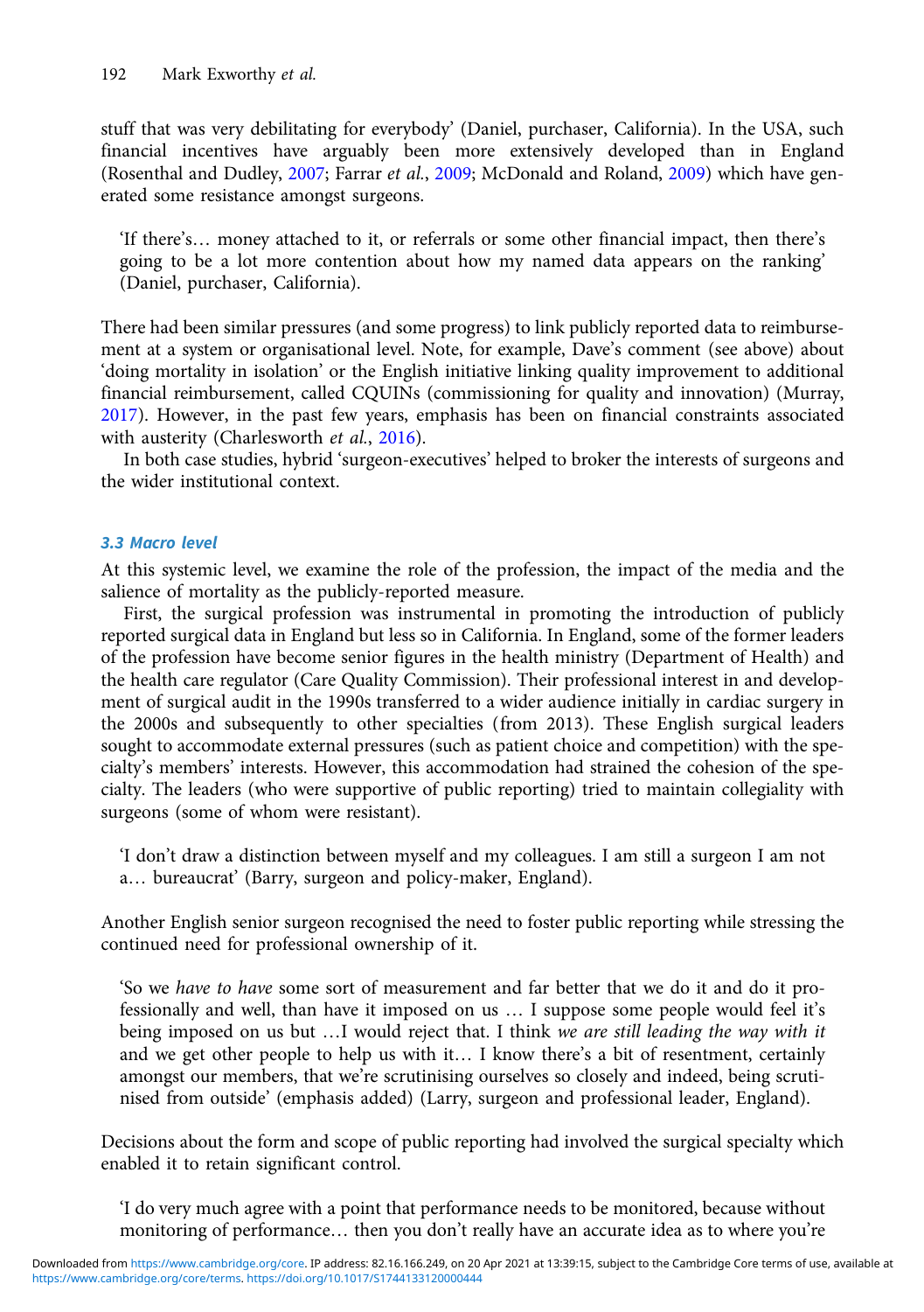stuff that was very debilitating for everybody' (Daniel, purchaser, California). In the USA, such financial incentives have arguably been more extensively developed than in England (Rosenthal and Dudley, 2007; Farrar *et al.*, 2009; McDonald and Roland, 2009) which have generated some resistance amongst surgeons.

> 'If there's… money attached to it, or referrals or some other financial impact, then there's going to be a lot more contention about how my named data appears on the ranking' (Daniel, purchaser, California).

There had been similar pressures (and some progress) to link publicly reported data to reimbursement at a system or organisational level. Note, for example, Dave's comment (see above) about 'doing mortality in isolation' or the English initiative linking quality improvement to additional financial reimbursement, called CQUINs (commissioning for quality and innovation) (Murray, 2017). However, in the past few years, emphasis has been on financial constraints associated with austerity (Charlesworth *et al.*, 2016).

In both case studies, hybrid 'surgeon-executives' helped to broker the interests of surgeons and the wider institutional context.

### 3.3 Macro level

At this systemic level, we examine the role of the profession, the impact of the media and the salience of mortality as the publicly-reported measure.

First, the surgical profession was instrumental in promoting the introduction of publicly reported surgical data in England but less so in California. In England, some of the former leaders of the profession have become senior figures in the health ministry (Department of Health) and the health care regulator (Care Quality Commission). Their professional interest in and development of surgical audit in the 1990s transferred to a wider audience initially in cardiac surgery in the 2000s and subsequently to other specialties (from 2013). These English surgical leaders sought to accommodate external pressures (such as patient choice and competition) with the specialty's members' interests. However, this accommodation had strained the cohesion of the specialty. The leaders (who were supportive of public reporting) tried to maintain collegiality with surgeons (some of whom were resistant).

> 'I don't draw a distinction between myself and my colleagues. I am still a surgeon I am not a… bureaucrat' (Barry, surgeon and policy-maker, England).

Another English senior surgeon recognised the need to foster public reporting while stressing the continued need for professional ownership of it.

> 'So we *have to have* some sort of measurement and far better that we do it and do it professionally and well, than have it imposed on us … I suppose some people would feel it's being imposed on us but …I would reject that. I think *we are still leading the way with it* and we get other people to help us with it… I know there's a bit of resentment, certainly amongst our members, that we're scrutinising ourselves so closely and indeed, being scrutinised from outside' (emphasis added) (Larry, surgeon and professional leader, England).

Decisions about the form and scope of public reporting had involved the surgical specialty which enabled it to retain significant control.

> 'I do very much agree with a point that performance needs to be monitored, because without monitoring of performance… then you don't really have an accurate idea as to where you're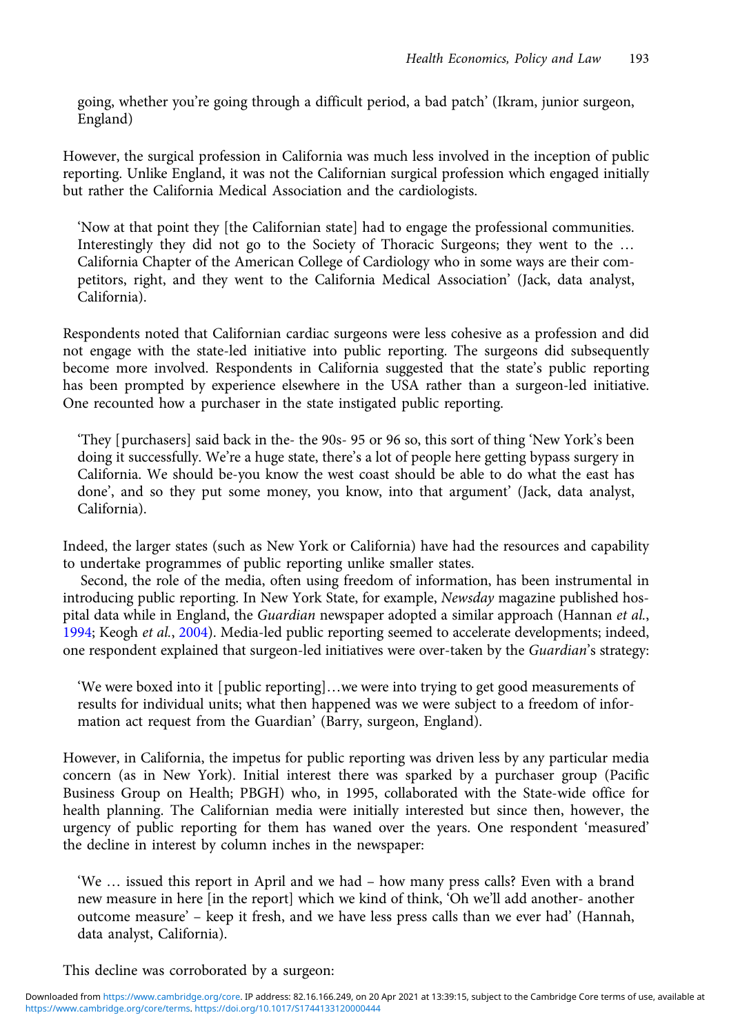going, whether you're going through a difficult period, a bad patch' (Ikram, junior surgeon, England)

However, the surgical profession in California was much less involved in the inception of public reporting. Unlike England, it was not the Californian surgical profession which engaged initially but rather the California Medical Association and the cardiologists.

> 'Now at that point they [the Californian state] had to engage the professional communities. Interestingly they did not go to the Society of Thoracic Surgeons; they went to the … California Chapter of the American College of Cardiology who in some ways are their competitors, right, and they went to the California Medical Association' (Jack, data analyst, California).

Respondents noted that Californian cardiac surgeons were less cohesive as a profession and did not engage with the state-led initiative into public reporting. The surgeons did subsequently become more involved. Respondents in California suggested that the state's public reporting has been prompted by experience elsewhere in the USA rather than a surgeon-led initiative. One recounted how a purchaser in the state instigated public reporting.

> 'They [purchasers] said back in the- the 90s- 95 or 96 so, this sort of thing 'New York's been doing it successfully. We're a huge state, there's a lot of people here getting bypass surgery in California. We should be-you know the west coast should be able to do what the east has done', and so they put some money, you know, into that argument' (Jack, data analyst, California).

Indeed, the larger states (such as New York or California) have had the resources and capability to undertake programmes of public reporting unlike smaller states.

Second, the role of the media, often using freedom of information, has been instrumental in introducing public reporting. In New York State, for example, *Newsday* magazine published hospital data while in England, the *Guardian* newspaper adopted a similar approach (Hannan *et al.*, 1994; Keogh *et al.*, 2004). Media-led public reporting seemed to accelerate developments; indeed, one respondent explained that surgeon-led initiatives were over-taken by the *Guardian*'s strategy:

> 'We were boxed into it [public reporting]…we were into trying to get good measurements of results for individual units; what then happened was we were subject to a freedom of information act request from the Guardian' (Barry, surgeon, England).

However, in California, the impetus for public reporting was driven less by any particular media concern (as in New York). Initial interest there was sparked by a purchaser group (Pacific Business Group on Health; PBGH) who, in 1995, collaborated with the State-wide office for health planning. The Californian media were initially interested but since then, however, the urgency of public reporting for them has waned over the years. One respondent 'measured' the decline in interest by column inches in the newspaper:

> 'We … issued this report in April and we had – how many press calls? Even with a brand new measure in here [in the report] which we kind of think, 'Oh we'll add another- another outcome measure' – keep it fresh, and we have less press calls than we ever had' (Hannah, data analyst, California).

This decline was corroborated by a surgeon: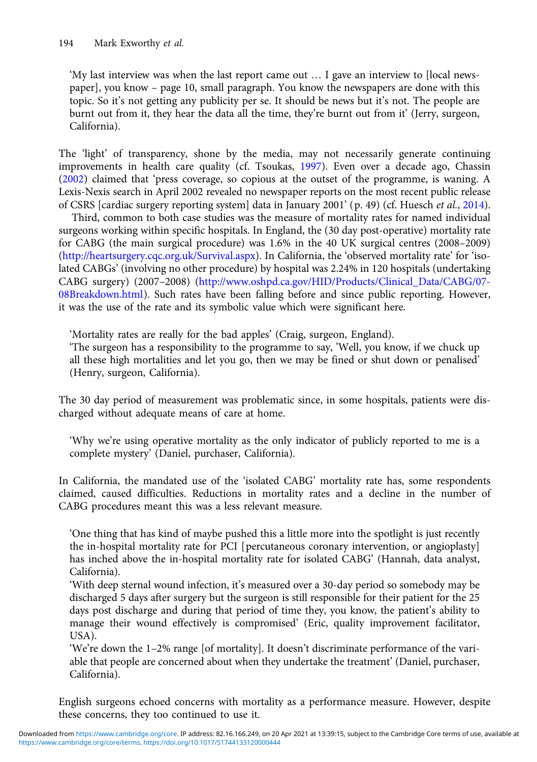'My last interview was when the last report came out … I gave an interview to [local newspaper], you know – page 10, small paragraph. You know the newspapers are done with this topic. So it's not getting any publicity per se. It should be news but it's not. The people are burnt out from it, they hear the data all the time, they're burnt out from it' (Jerry, surgeon, California).

The 'light' of transparency, shone by the media, may not necessarily generate continuing improvements in health care quality (cf. Tsoukas, 1997). Even over a decade ago, Chassin (2002) claimed that 'press coverage, so copious at the outset of the programme, is waning. A Lexis-Nexis search in April 2002 revealed no newspaper reports on the most recent public release of CSRS [cardiac surgery reporting system] data in January 2001' (p. 49) (cf. Huesch *et al.*, 2014).

Third, common to both case studies was the measure of mortality rates for named individual surgeons working within specific hospitals. In England, the (30 day post-operative) mortality rate for CABG (the main surgical procedure) was 1.6% in the 40 UK surgical centres (2008–2009) (http://heartsurgery.cqc.org.uk/Survival.aspx). In California, the 'observed mortality rate' for 'isolated CABGs' (involving no other procedure) by hospital was 2.24% in 120 hospitals (undertaking CABG surgery) (2007–2008) (http://www.oshpd.ca.gov/HID/Products/Clinical_Data/CABG/07-08Breakdown.html). Such rates have been falling before and since public reporting. However, it was the use of the rate and its symbolic value which were significant here.

'Mortality rates are really for the bad apples' (Craig, surgeon, England).
'The surgeon has a responsibility to the programme to say, 'Well, you know, if we chuck up all these high mortalities and let you go, then we may be fined or shut down or penalised' (Henry, surgeon, California).

The 30 day period of measurement was problematic since, in some hospitals, patients were discharged without adequate means of care at home.

'Why we're using operative mortality as the only indicator of publicly reported to me is a complete mystery' (Daniel, purchaser, California).

In California, the mandated use of the 'isolated CABG' mortality rate has, some respondents claimed, caused difficulties. Reductions in mortality rates and a decline in the number of CABG procedures meant this was a less relevant measure.

'One thing that has kind of maybe pushed this a little more into the spotlight is just recently the in-hospital mortality rate for PCI [percutaneous coronary intervention, or angioplasty] has inched above the in-hospital mortality rate for isolated CABG' (Hannah, data analyst, California).
'With deep sternal wound infection, it's measured over a 30-day period so somebody may be discharged 5 days after surgery but the surgeon is still responsible for their patient for the 25 days post discharge and during that period of time they, you know, the patient's ability to manage their wound effectively is compromised' (Eric, quality improvement facilitator, USA).
'We're down the 1–2% range [of mortality]. It doesn't discriminate performance of the variable that people are concerned about when they undertake the treatment' (Daniel, purchaser, California).

English surgeons echoed concerns with mortality as a performance measure. However, despite these concerns, they too continued to use it.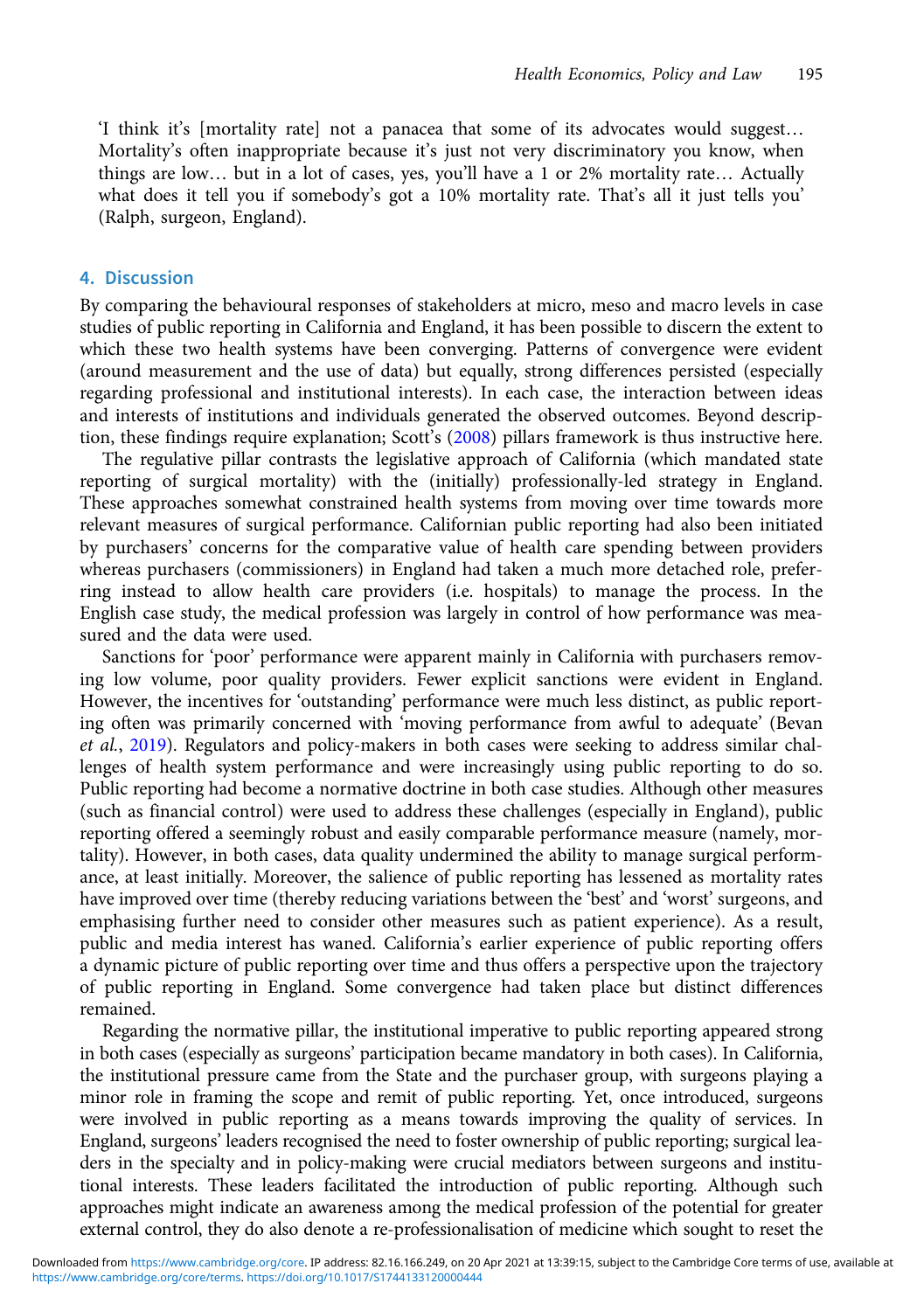'I think it's [mortality rate] not a panacea that some of its advocates would suggest… Mortality's often inappropriate because it's just not very discriminatory you know, when things are low… but in a lot of cases, yes, you'll have a 1 or 2% mortality rate… Actually what does it tell you if somebody's got a 10% mortality rate. That's all it just tells you' (Ralph, surgeon, England).

## 4. Discussion

By comparing the behavioural responses of stakeholders at micro, meso and macro levels in case studies of public reporting in California and England, it has been possible to discern the extent to which these two health systems have been converging. Patterns of convergence were evident (around measurement and the use of data) but equally, strong differences persisted (especially regarding professional and institutional interests). In each case, the interaction between ideas and interests of institutions and individuals generated the observed outcomes. Beyond description, these findings require explanation; Scott's (2008) pillars framework is thus instructive here.

The regulative pillar contrasts the legislative approach of California (which mandated state reporting of surgical mortality) with the (initially) professionally-led strategy in England. These approaches somewhat constrained health systems from moving over time towards more relevant measures of surgical performance. Californian public reporting had also been initiated by purchasers' concerns for the comparative value of health care spending between providers whereas purchasers (commissioners) in England had taken a much more detached role, preferring instead to allow health care providers (i.e. hospitals) to manage the process. In the English case study, the medical profession was largely in control of how performance was measured and the data were used.

Sanctions for 'poor' performance were apparent mainly in California with purchasers removing low volume, poor quality providers. Fewer explicit sanctions were evident in England. However, the incentives for 'outstanding' performance were much less distinct, as public reporting often was primarily concerned with 'moving performance from awful to adequate' (Bevan *et al.*, 2019). Regulators and policy-makers in both cases were seeking to address similar challenges of health system performance and were increasingly using public reporting to do so. Public reporting had become a normative doctrine in both case studies. Although other measures (such as financial control) were used to address these challenges (especially in England), public reporting offered a seemingly robust and easily comparable performance measure (namely, mortality). However, in both cases, data quality undermined the ability to manage surgical performance, at least initially. Moreover, the salience of public reporting has lessened as mortality rates have improved over time (thereby reducing variations between the 'best' and 'worst' surgeons, and emphasising further need to consider other measures such as patient experience). As a result, public and media interest has waned. California's earlier experience of public reporting offers a dynamic picture of public reporting over time and thus offers a perspective upon the trajectory of public reporting in England. Some convergence had taken place but distinct differences remained.

Regarding the normative pillar, the institutional imperative to public reporting appeared strong in both cases (especially as surgeons' participation became mandatory in both cases). In California, the institutional pressure came from the State and the purchaser group, with surgeons playing a minor role in framing the scope and remit of public reporting. Yet, once introduced, surgeons were involved in public reporting as a means towards improving the quality of services. In England, surgeons' leaders recognised the need to foster ownership of public reporting; surgical leaders in the specialty and in policy-making were crucial mediators between surgeons and institutional interests. These leaders facilitated the introduction of public reporting. Although such approaches might indicate an awareness among the medical profession of the potential for greater external control, they do also denote a re-professionalisation of medicine which sought to reset the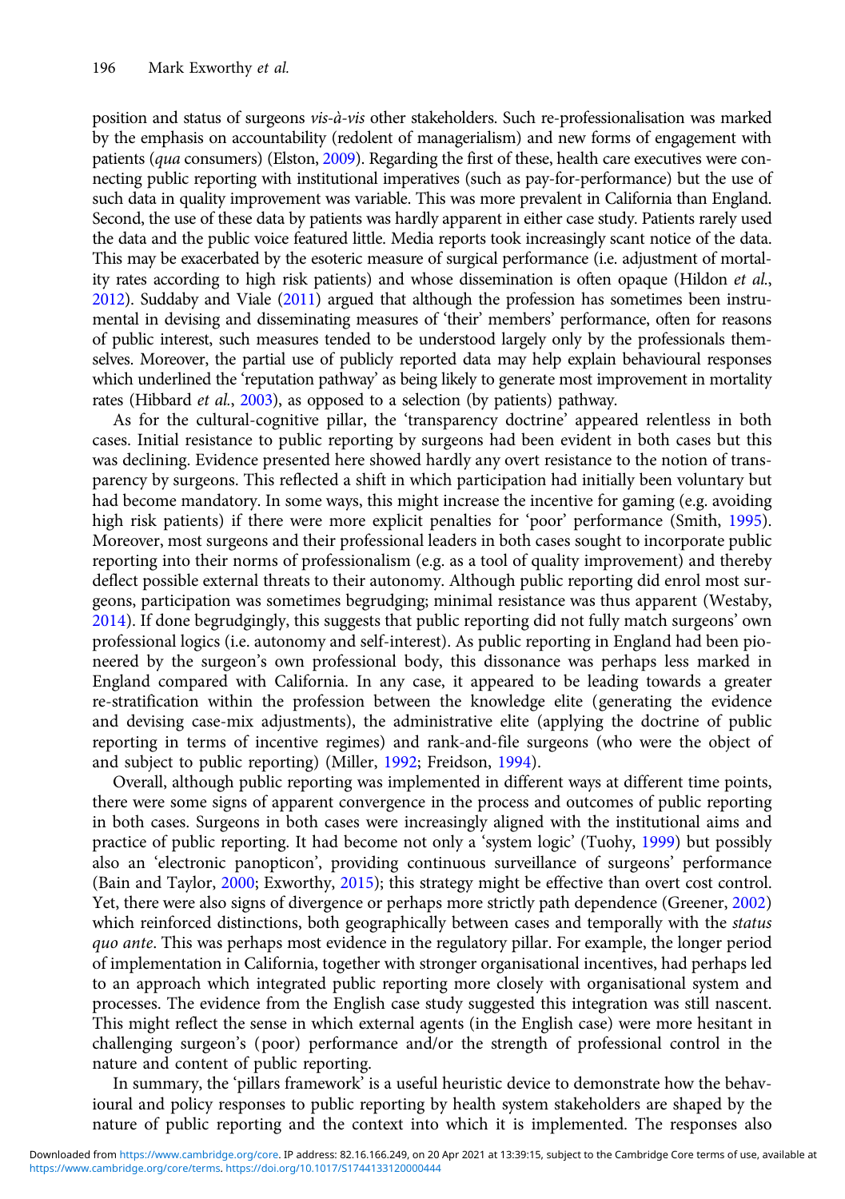position and status of surgeons *vis-à-vis* other stakeholders. Such re-professionalisation was marked by the emphasis on accountability (redolent of managerialism) and new forms of engagement with patients (*qua* consumers) (Elston, 2009). Regarding the first of these, health care executives were connecting public reporting with institutional imperatives (such as pay-for-performance) but the use of such data in quality improvement was variable. This was more prevalent in California than England. Second, the use of these data by patients was hardly apparent in either case study. Patients rarely used the data and the public voice featured little. Media reports took increasingly scant notice of the data. This may be exacerbated by the esoteric measure of surgical performance (i.e. adjustment of mortality rates according to high risk patients) and whose dissemination is often opaque (Hildon *et al.*, 2012). Suddaby and Viale (2011) argued that although the profession has sometimes been instrumental in devising and disseminating measures of 'their' members' performance, often for reasons of public interest, such measures tended to be understood largely only by the professionals themselves. Moreover, the partial use of publicly reported data may help explain behavioural responses which underlined the 'reputation pathway' as being likely to generate most improvement in mortality rates (Hibbard *et al.*, 2003), as opposed to a selection (by patients) pathway.

As for the cultural-cognitive pillar, the 'transparency doctrine' appeared relentless in both cases. Initial resistance to public reporting by surgeons had been evident in both cases but this was declining. Evidence presented here showed hardly any overt resistance to the notion of transparency by surgeons. This reflected a shift in which participation had initially been voluntary but had become mandatory. In some ways, this might increase the incentive for gaming (e.g. avoiding high risk patients) if there were more explicit penalties for 'poor' performance (Smith, 1995). Moreover, most surgeons and their professional leaders in both cases sought to incorporate public reporting into their norms of professionalism (e.g. as a tool of quality improvement) and thereby deflect possible external threats to their autonomy. Although public reporting did enrol most surgeons, participation was sometimes begrudging; minimal resistance was thus apparent (Westaby, 2014). If done begrudgingly, this suggests that public reporting did not fully match surgeons' own professional logics (i.e. autonomy and self-interest). As public reporting in England had been pioneered by the surgeon's own professional body, this dissonance was perhaps less marked in England compared with California. In any case, it appeared to be leading towards a greater re-stratification within the profession between the knowledge elite (generating the evidence and devising case-mix adjustments), the administrative elite (applying the doctrine of public reporting in terms of incentive regimes) and rank-and-file surgeons (who were the object of and subject to public reporting) (Miller, 1992; Freidson, 1994).

Overall, although public reporting was implemented in different ways at different time points, there were some signs of apparent convergence in the process and outcomes of public reporting in both cases. Surgeons in both cases were increasingly aligned with the institutional aims and practice of public reporting. It had become not only a 'system logic' (Tuohy, 1999) but possibly also an 'electronic panopticon', providing continuous surveillance of surgeons' performance (Bain and Taylor, 2000; Exworthy, 2015); this strategy might be effective than overt cost control. Yet, there were also signs of divergence or perhaps more strictly path dependence (Greener, 2002) which reinforced distinctions, both geographically between cases and temporally with the *status quo ante*. This was perhaps most evidence in the regulatory pillar. For example, the longer period of implementation in California, together with stronger organisational incentives, had perhaps led to an approach which integrated public reporting more closely with organisational system and processes. The evidence from the English case study suggested this integration was still nascent. This might reflect the sense in which external agents (in the English case) were more hesitant in challenging surgeon's (poor) performance and/or the strength of professional control in the nature and content of public reporting.

In summary, the 'pillars framework' is a useful heuristic device to demonstrate how the behavioural and policy responses to public reporting by health system stakeholders are shaped by the nature of public reporting and the context into which it is implemented. The responses also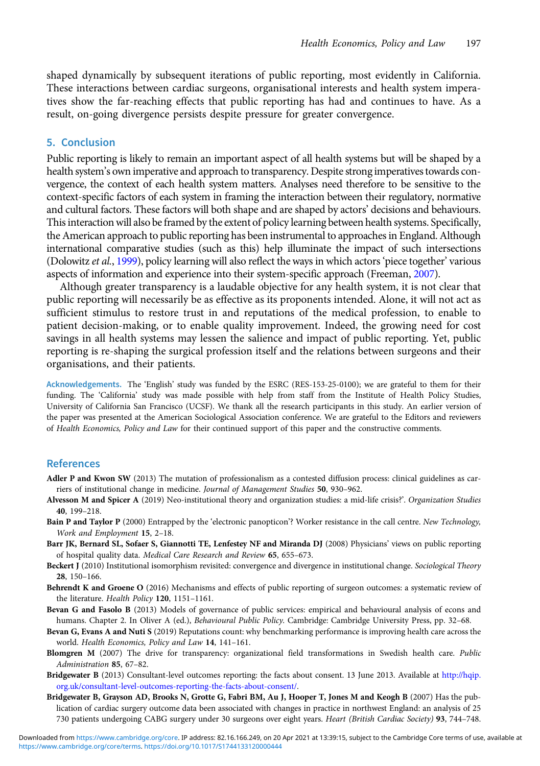shaped dynamically by subsequent iterations of public reporting, most evidently in California. These interactions between cardiac surgeons, organisational interests and health system imperatives show the far-reaching effects that public reporting has had and continues to have. As a result, on-going divergence persists despite pressure for greater convergence.

## 5. Conclusion

Public reporting is likely to remain an important aspect of all health systems but will be shaped by a health system's own imperative and approach to transparency. Despite strong imperatives towards convergence, the context of each health system matters. Analyses need therefore to be sensitive to the context-specific factors of each system in framing the interaction between their regulatory, normative and cultural factors. These factors will both shape and are shaped by actors' decisions and behaviours. This interaction will also be framed by the extent of policy learning between health systems. Specifically, the American approach to public reporting has been instrumental to approaches in England. Although international comparative studies (such as this) help illuminate the impact of such intersections (Dolowitz *et al.*, 1999), policy learning will also reflect the ways in which actors 'piece together' various aspects of information and experience into their system-specific approach (Freeman, 2007).

Although greater transparency is a laudable objective for any health system, it is not clear that public reporting will necessarily be as effective as its proponents intended. Alone, it will not act as sufficient stimulus to restore trust in and reputations of the medical profession, to enable to patient decision-making, or to enable quality improvement. Indeed, the growing need for cost savings in all health systems may lessen the salience and impact of public reporting. Yet, public reporting is re-shaping the surgical profession itself and the relations between surgeons and their organisations, and their patients.

**Acknowledgements.** The 'English' study was funded by the ESRC (RES-153-25-0100); we are grateful to them for their funding. The 'California' study was made possible with help from staff from the Institute of Health Policy Studies, University of California San Francisco (UCSF). We thank all the research participants in this study. An earlier version of the paper was presented at the American Sociological Association conference. We are grateful to the Editors and reviewers of *Health Economics, Policy and Law* for their continued support of this paper and the constructive comments.

## References

**Adler P and Kwon SW** (2013) The mutation of professionalism as a contested diffusion process: clinical guidelines as carriers of institutional change in medicine. *Journal of Management Studies* **50**, 930–962.

**Alvesson M and Spicer A** (2019) Neo-institutional theory and organization studies: a mid-life crisis?'. *Organization Studies* **40**, 199–218.

**Bain P and Taylor P** (2000) Entrapped by the 'electronic panopticon'? Worker resistance in the call centre. *New Technology, Work and Employment* **15**, 2–18.

**Barr JK, Bernard SL, Sofaer S, Giannotti TE, Lenfestey NF and Miranda DJ** (2008) Physicians' views on public reporting of hospital quality data. *Medical Care Research and Review* **65**, 655–673.

**Beckert J** (2010) Institutional isomorphism revisited: convergence and divergence in institutional change. *Sociological Theory* **28**, 150–166.

**Behrendt K and Groene O** (2016) Mechanisms and effects of public reporting of surgeon outcomes: a systematic review of the literature. *Health Policy* **120**, 1151–1161.

**Bevan G and Fasolo B** (2013) Models of governance of public services: empirical and behavioural analysis of econs and humans. Chapter 2. In Oliver A (ed.), *Behavioural Public Policy*. Cambridge: Cambridge University Press, pp. 32–68.

**Bevan G, Evans A and Nuti S** (2019) Reputations count: why benchmarking performance is improving health care across the world. *Health Economics, Policy and Law* **14**, 141–161.

**Blomgren M** (2007) The drive for transparency: organizational field transformations in Swedish health care. *Public Administration* **85**, 67–82.

**Bridgewater B** (2013) Consultant-level outcomes reporting: the facts about consent. 13 June 2013. Available at http://hqip.org.uk/consultant-level-outcomes-reporting-the-facts-about-consent/.

**Bridgewater B, Grayson AD, Brooks N, Grotte G, Fabri BM, Au J, Hooper T, Jones M and Keogh B** (2007) Has the publication of cardiac surgery outcome data been associated with changes in practice in northwest England: an analysis of 25 730 patients undergoing CABG surgery under 30 surgeons over eight years. *Heart (British Cardiac Society)* **93**, 744–748.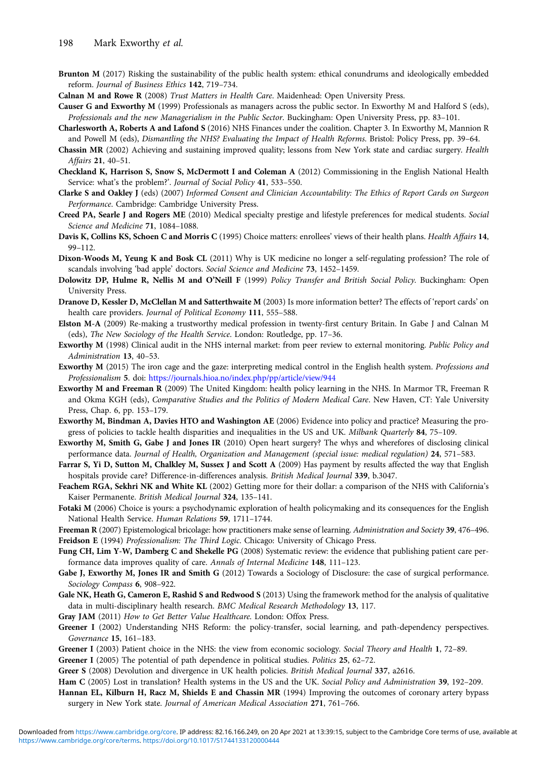**Brunton M** (2017) Risking the sustainability of the public health system: ethical conundrums and ideologically embedded reform. *Journal of Business Ethics* **142**, 719–734.

**Calnan M and Rowe R** (2008) *Trust Matters in Health Care*. Maidenhead: Open University Press.

**Causer G and Exworthy M** (1999) Professionals as managers across the public sector. In Exworthy M and Halford S (eds), *Professionals and the new Managerialism in the Public Sector*. Buckingham: Open University Press, pp. 83–101.

**Charlesworth A, Roberts A and Lafond S** (2016) NHS Finances under the coalition. Chapter 3. In Exworthy M, Mannion R and Powell M (eds), *Dismantling the NHS? Evaluating the Impact of Health Reforms*. Bristol: Policy Press, pp. 39–64.

**Chassin MR** (2002) Achieving and sustaining improved quality; lessons from New York state and cardiac surgery. *Health Affairs* **21**, 40–51.

**Checkland K, Harrison S, Snow S, McDermott I and Coleman A** (2012) Commissioning in the English National Health Service: what's the problem?'. *Journal of Social Policy* **41**, 533–550.

**Clarke S and Oakley J** (eds) (2007) *Informed Consent and Clinician Accountability: The Ethics of Report Cards on Surgeon Performance*. Cambridge: Cambridge University Press.

**Creed PA, Searle J and Rogers ME** (2010) Medical specialty prestige and lifestyle preferences for medical students. *Social Science and Medicine* **71**, 1084–1088.

**Davis K, Collins KS, Schoen C and Morris C** (1995) Choice matters: enrollees' views of their health plans. *Health Affairs* **14**, 99–112.

**Dixon-Woods M, Yeung K and Bosk CL** (2011) Why is UK medicine no longer a self-regulating profession? The role of scandals involving 'bad apple' doctors. *Social Science and Medicine* **73**, 1452–1459.

**Dolowitz DP, Hulme R, Nellis M and O'Neill F** (1999) *Policy Transfer and British Social Policy*. Buckingham: Open University Press.

**Dranove D, Kessler D, McClellan M and Satterthwaite M** (2003) Is more information better? The effects of 'report cards' on health care providers. *Journal of Political Economy* **111**, 555–588.

**Elston M-A** (2009) Re-making a trustworthy medical profession in twenty-first century Britain. In Gabe J and Calnan M (eds), *The New Sociology of the Health Service*. London: Routledge, pp. 17–36.

**Exworthy M** (1998) Clinical audit in the NHS internal market: from peer review to external monitoring. *Public Policy and Administration* **13**, 40–53.

**Exworthy M** (2015) The iron cage and the gaze: interpreting medical control in the English health system. *Professions and Professionalism* **5**. doi: https://journals.hioa.no/index.php/pp/article/view/944

**Exworthy M and Freeman R** (2009) The United Kingdom: health policy learning in the NHS. In Marmor TR, Freeman R and Okma KGH (eds), *Comparative Studies and the Politics of Modern Medical Care*. New Haven, CT: Yale University Press, Chap. 6, pp. 153–179.

**Exworthy M, Bindman A, Davies HTO and Washington AE** (2006) Evidence into policy and practice? Measuring the progress of policies to tackle health disparities and inequalities in the US and UK. *Milbank Quarterly* **84**, 75–109.

**Exworthy M, Smith G, Gabe J and Jones IR** (2010) Open heart surgery? The whys and wherefores of disclosing clinical performance data. *Journal of Health, Organization and Management (special issue: medical regulation)* **24**, 571–583.

**Farrar S, Yi D, Sutton M, Chalkley M, Sussex J and Scott A** (2009) Has payment by results affected the way that English hospitals provide care? Difference-in-differences analysis. *British Medical Journal* **339**, b.3047.

**Feachem RGA, Sekhri NK and White KL** (2002) Getting more for their dollar: a comparison of the NHS with California's Kaiser Permanente. *British Medical Journal* **324**, 135–141.

**Fotaki M** (2006) Choice is yours: a psychodynamic exploration of health policymaking and its consequences for the English National Health Service. *Human Relations* **59**, 1711–1744.

**Freeman R** (2007) Epistemological bricolage: how practitioners make sense of learning. *Administration and Society* **39**, 476–496.

**Freidson E** (1994) *Professionalism: The Third Logic*. Chicago: University of Chicago Press.

**Fung CH, Lim Y-W, Damberg C and Shekelle PG** (2008) Systematic review: the evidence that publishing patient care performance data improves quality of care. *Annals of Internal Medicine* **148**, 111–123.

**Gabe J, Exworthy M, Jones IR and Smith G** (2012) Towards a Sociology of Disclosure: the case of surgical performance. *Sociology Compass* **6**, 908–922.

**Gale NK, Heath G, Cameron E, Rashid S and Redwood S** (2013) Using the framework method for the analysis of qualitative data in multi-disciplinary health research. *BMC Medical Research Methodology* **13**, 117.

**Gray JAM** (2011) *How to Get Better Value Healthcare*. London: Offox Press.

**Greener I** (2002) Understanding NHS Reform: the policy-transfer, social learning, and path-dependency perspectives. *Governance* **15**, 161–183.

**Greener I** (2003) Patient choice in the NHS: the view from economic sociology. *Social Theory and Health* **1**, 72–89.

**Greener I** (2005) The potential of path dependence in political studies. *Politics* **25**, 62–72.

**Greer S** (2008) Devolution and divergence in UK health policies. *British Medical Journal* **337**, a2616.

**Ham C** (2005) Lost in translation? Health systems in the US and the UK. *Social Policy and Administration* **39**, 192–209.

**Hannan EL, Kilburn H, Racz M, Shields E and Chassin MR** (1994) Improving the outcomes of coronary artery bypass surgery in New York state. *Journal of American Medical Association* **271**, 761–766.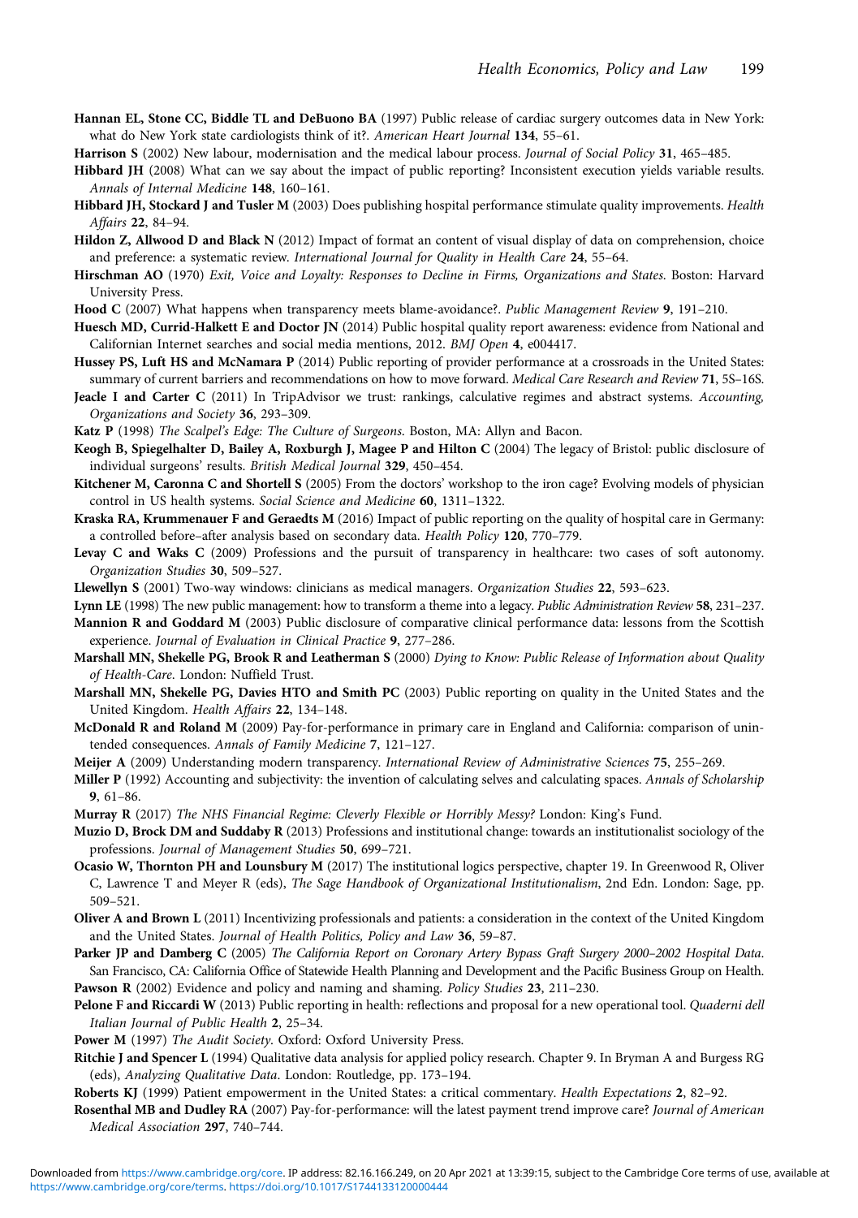**Hannan EL, Stone CC, Biddle TL and DeBuono BA** (1997) Public release of cardiac surgery outcomes data in New York: what do New York state cardiologists think of it?. *American Heart Journal* **134**, 55–61.

**Harrison S** (2002) New labour, modernisation and the medical labour process. *Journal of Social Policy* **31**, 465–485.

**Hibbard JH** (2008) What can we say about the impact of public reporting? Inconsistent execution yields variable results. *Annals of Internal Medicine* **148**, 160–161.

**Hibbard JH, Stockard J and Tusler M** (2003) Does publishing hospital performance stimulate quality improvements. *Health Affairs* **22**, 84–94.

**Hildon Z, Allwood D and Black N** (2012) Impact of format an content of visual display of data on comprehension, choice and preference: a systematic review. *International Journal for Quality in Health Care* **24**, 55–64.

**Hirschman AO** (1970) *Exit, Voice and Loyalty: Responses to Decline in Firms, Organizations and States*. Boston: Harvard University Press.

**Hood C** (2007) What happens when transparency meets blame-avoidance?. *Public Management Review* **9**, 191–210.

**Huesch MD, Currid-Halkett E and Doctor JN** (2014) Public hospital quality report awareness: evidence from National and Californian Internet searches and social media mentions, 2012. *BMJ Open* **4**, e004417.

**Hussey PS, Luft HS and McNamara P** (2014) Public reporting of provider performance at a crossroads in the United States: summary of current barriers and recommendations on how to move forward. *Medical Care Research and Review* **71**, 5S–16S.

**Jeacle I and Carter C** (2011) In TripAdvisor we trust: rankings, calculative regimes and abstract systems. *Accounting, Organizations and Society* **36**, 293–309.

**Katz P** (1998) *The Scalpel's Edge: The Culture of Surgeons*. Boston, MA: Allyn and Bacon.

**Keogh B, Spiegelhalter D, Bailey A, Roxburgh J, Magee P and Hilton C** (2004) The legacy of Bristol: public disclosure of individual surgeons' results. *British Medical Journal* **329**, 450–454.

**Kitchener M, Caronna C and Shortell S** (2005) From the doctors' workshop to the iron cage? Evolving models of physician control in US health systems. *Social Science and Medicine* **60**, 1311–1322.

**Kraska RA, Krummenauer F and Geraedts M** (2016) Impact of public reporting on the quality of hospital care in Germany: a controlled before–after analysis based on secondary data. *Health Policy* **120**, 770–779.

**Levay C and Waks C** (2009) Professions and the pursuit of transparency in healthcare: two cases of soft autonomy. *Organization Studies* **30**, 509–527.

**Llewellyn S** (2001) Two-way windows: clinicians as medical managers. *Organization Studies* **22**, 593–623.

**Lynn LE** (1998) The new public management: how to transform a theme into a legacy. *Public Administration Review* **58**, 231–237.

**Mannion R and Goddard M** (2003) Public disclosure of comparative clinical performance data: lessons from the Scottish experience. *Journal of Evaluation in Clinical Practice* **9**, 277–286.

**Marshall MN, Shekelle PG, Brook R and Leatherman S** (2000) *Dying to Know: Public Release of Information about Quality of Health-Care*. London: Nuffield Trust.

**Marshall MN, Shekelle PG, Davies HTO and Smith PC** (2003) Public reporting on quality in the United States and the United Kingdom. *Health Affairs* **22**, 134–148.

**McDonald R and Roland M** (2009) Pay-for-performance in primary care in England and California: comparison of unintended consequences. *Annals of Family Medicine* **7**, 121–127.

**Meijer A** (2009) Understanding modern transparency. *International Review of Administrative Sciences* **75**, 255–269.

**Miller P** (1992) Accounting and subjectivity: the invention of calculating selves and calculating spaces. *Annals of Scholarship* **9**, 61–86.

**Murray R** (2017) *The NHS Financial Regime: Cleverly Flexible or Horribly Messy?* London: King's Fund.

**Muzio D, Brock DM and Suddaby R** (2013) Professions and institutional change: towards an institutionalist sociology of the professions. *Journal of Management Studies* **50**, 699–721.

**Ocasio W, Thornton PH and Lounsbury M** (2017) The institutional logics perspective, chapter 19. In Greenwood R, Oliver C, Lawrence T and Meyer R (eds), *The Sage Handbook of Organizational Institutionalism*, 2nd Edn. London: Sage, pp. 509–521.

**Oliver A and Brown L** (2011) Incentivizing professionals and patients: a consideration in the context of the United Kingdom and the United States. *Journal of Health Politics, Policy and Law* **36**, 59–87.

**Parker JP and Damberg C** (2005) *The California Report on Coronary Artery Bypass Graft Surgery 2000–2002 Hospital Data*. San Francisco, CA: California Office of Statewide Health Planning and Development and the Pacific Business Group on Health.

**Pawson R** (2002) Evidence and policy and naming and shaming. *Policy Studies* **23**, 211–230.

**Pelone F and Riccardi W** (2013) Public reporting in health: reflections and proposal for a new operational tool. *Quaderni dell Italian Journal of Public Health* **2**, 25–34.

**Power M** (1997) *The Audit Society*. Oxford: Oxford University Press.

**Ritchie J and Spencer L** (1994) Qualitative data analysis for applied policy research. Chapter 9. In Bryman A and Burgess RG (eds), *Analyzing Qualitative Data*. London: Routledge, pp. 173–194.

**Roberts KJ** (1999) Patient empowerment in the United States: a critical commentary. *Health Expectations* **2**, 82–92.

**Rosenthal MB and Dudley RA** (2007) Pay-for-performance: will the latest payment trend improve care? *Journal of American Medical Association* **297**, 740–744.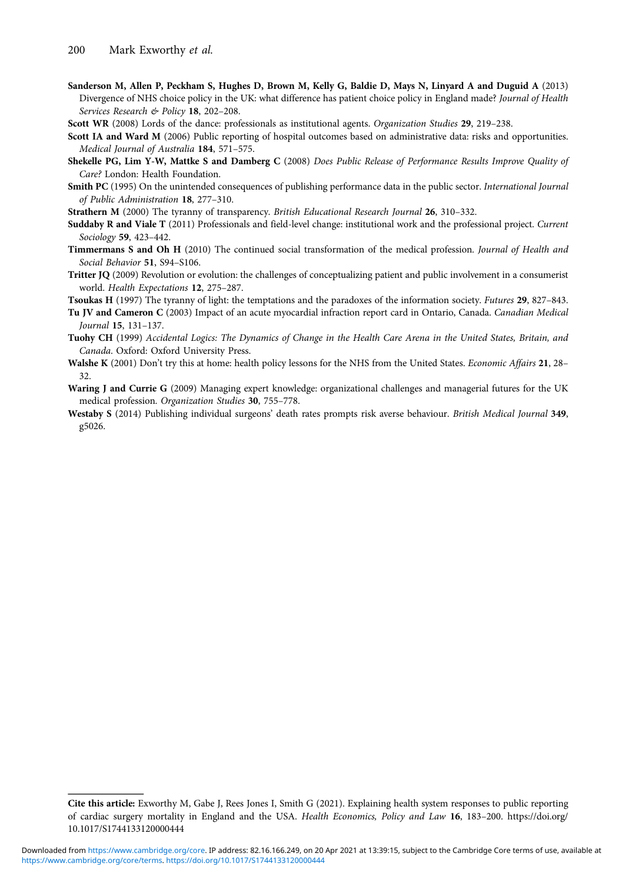**Sanderson M, Allen P, Peckham S, Hughes D, Brown M, Kelly G, Baldie D, Mays N, Linyard A and Duguid A** (2013) Divergence of NHS choice policy in the UK: what difference has patient choice policy in England made? *Journal of Health Services Research & Policy* **18**, 202–208.

**Scott WR** (2008) Lords of the dance: professionals as institutional agents. *Organization Studies* **29**, 219–238.

**Scott IA and Ward M** (2006) Public reporting of hospital outcomes based on administrative data: risks and opportunities. *Medical Journal of Australia* **184**, 571–575.

**Shekelle PG, Lim Y-W, Mattke S and Damberg C** (2008) *Does Public Release of Performance Results Improve Quality of Care?* London: Health Foundation.

**Smith PC** (1995) On the unintended consequences of publishing performance data in the public sector. *International Journal of Public Administration* **18**, 277–310.

**Strathern M** (2000) The tyranny of transparency. *British Educational Research Journal* **26**, 310–332.

**Suddaby R and Viale T** (2011) Professionals and field-level change: institutional work and the professional project. *Current Sociology* **59**, 423–442.

**Timmermans S and Oh H** (2010) The continued social transformation of the medical profession. *Journal of Health and Social Behavior* **51**, S94–S106.

**Tritter JQ** (2009) Revolution or evolution: the challenges of conceptualizing patient and public involvement in a consumerist world. *Health Expectations* **12**, 275–287.

**Tsoukas H** (1997) The tyranny of light: the temptations and the paradoxes of the information society. *Futures* **29**, 827–843.

**Tu JV and Cameron C** (2003) Impact of an acute myocardial infraction report card in Ontario, Canada. *Canadian Medical Journal* **15**, 131–137.

**Tuohy CH** (1999) *Accidental Logics: The Dynamics of Change in the Health Care Arena in the United States, Britain, and Canada*. Oxford: Oxford University Press.

**Walshe K** (2001) Don't try this at home: health policy lessons for the NHS from the United States. *Economic Affairs* **21**, 28–32.

**Waring J and Currie G** (2009) Managing expert knowledge: organizational challenges and managerial futures for the UK medical profession. *Organization Studies* **30**, 755–778.

**Westaby S** (2014) Publishing individual surgeons' death rates prompts risk averse behaviour. *British Medical Journal* **349**, g5026.

---

**Cite this article:** Exworthy M, Gabe J, Rees Jones I, Smith G (2021). Explaining health system responses to public reporting of cardiac surgery mortality in England and the USA. *Health Economics, Policy and Law* **16**, 183–200. https://doi.org/10.1017/S1744133120000444